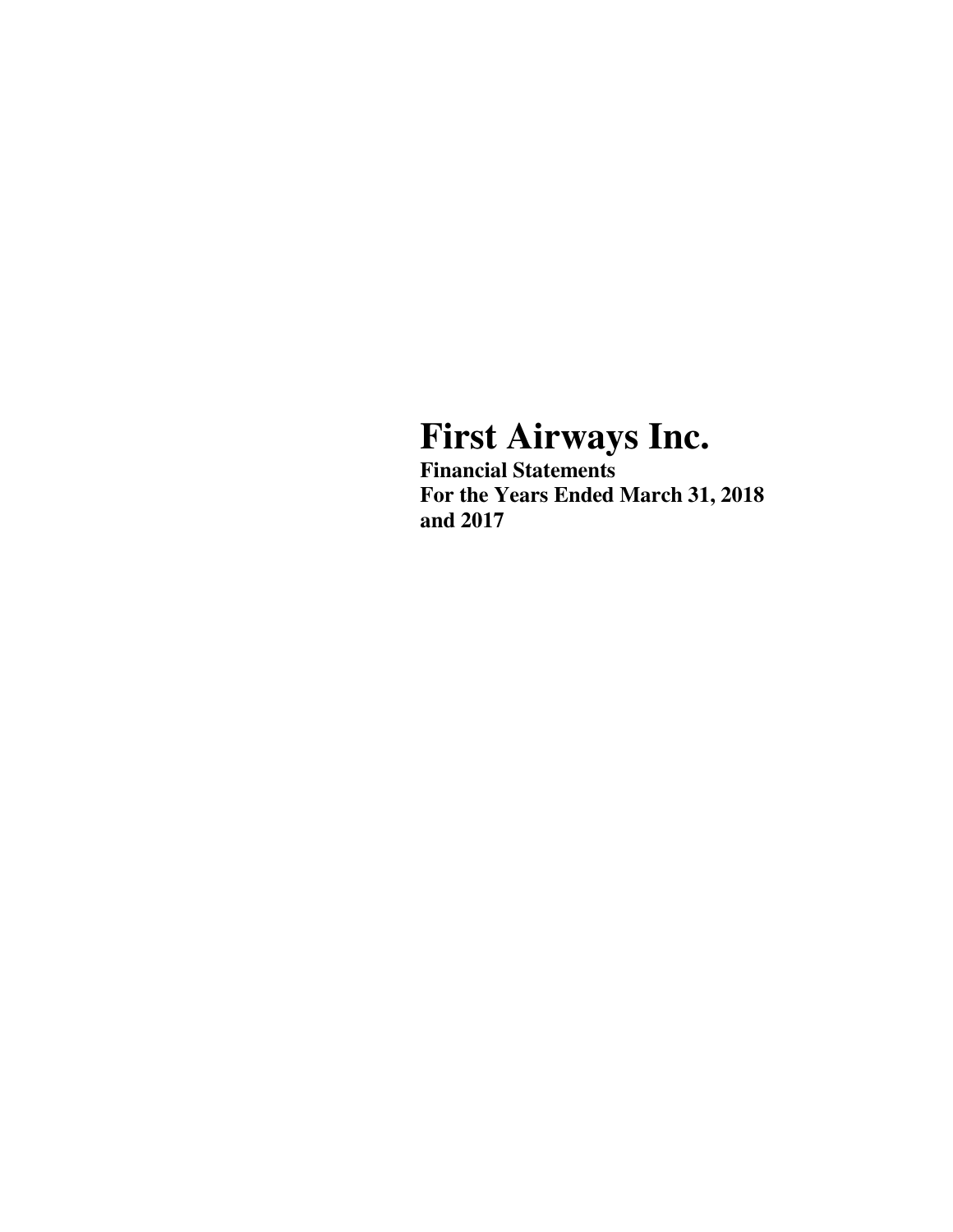# First Airways Inc.

**Financial Statements**
**For the Years Ended March 31, 2018**
**and 2017**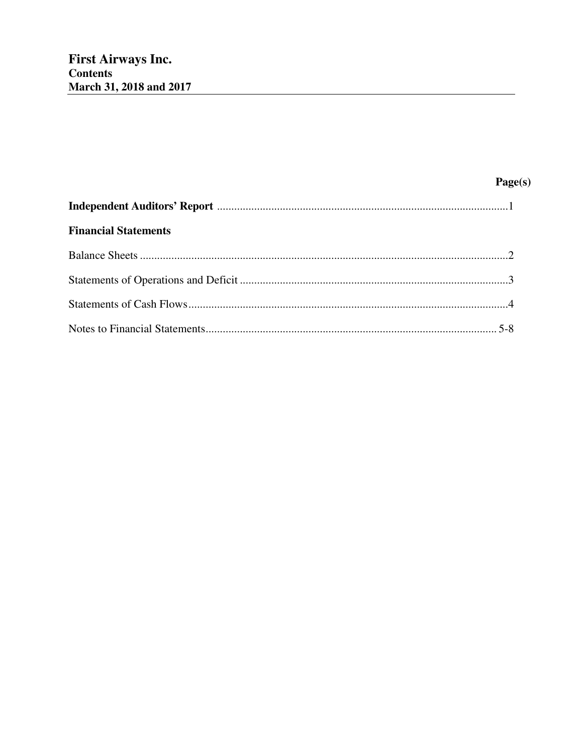# First Airways Inc.
## Contents
## March 31, 2018 and 2017

| | Page(s) |
|---|---|
| **Independent Auditors' Report** | 1 |
| **Financial Statements** | |
| Balance Sheets | 2 |
| Statements of Operations and Deficit | 3 |
| Statements of Cash Flows | 4 |
| Notes to Financial Statements | 5-8 |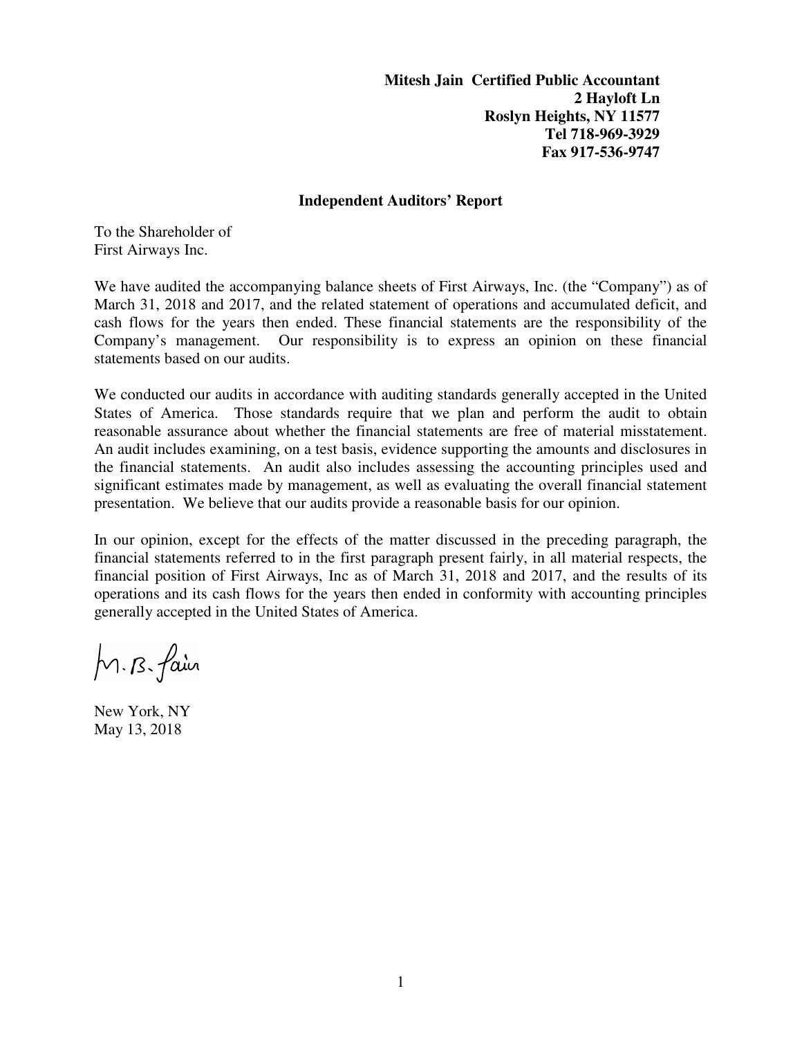**Mitesh Jain Certified Public Accountant**
**2 Hayloft Ln**
**Roslyn Heights, NY 11577**
**Tel 718-969-3929**
**Fax 917-536-9747**

## Independent Auditors' Report

To the Shareholder of
First Airways Inc.

We have audited the accompanying balance sheets of First Airways, Inc. (the "Company") as of March 31, 2018 and 2017, and the related statement of operations and accumulated deficit, and cash flows for the years then ended. These financial statements are the responsibility of the Company's management. Our responsibility is to express an opinion on these financial statements based on our audits.

We conducted our audits in accordance with auditing standards generally accepted in the United States of America. Those standards require that we plan and perform the audit to obtain reasonable assurance about whether the financial statements are free of material misstatement. An audit includes examining, on a test basis, evidence supporting the amounts and disclosures in the financial statements. An audit also includes assessing the accounting principles used and significant estimates made by management, as well as evaluating the overall financial statement presentation. We believe that our audits provide a reasonable basis for our opinion.

In our opinion, except for the effects of the matter discussed in the preceding paragraph, the financial statements referred to in the first paragraph present fairly, in all material respects, the financial position of First Airways, Inc as of March 31, 2018 and 2017, and the results of its operations and its cash flows for the years then ended in conformity with accounting principles generally accepted in the United States of America.

M. B. Jain

New York, NY
May 13, 2018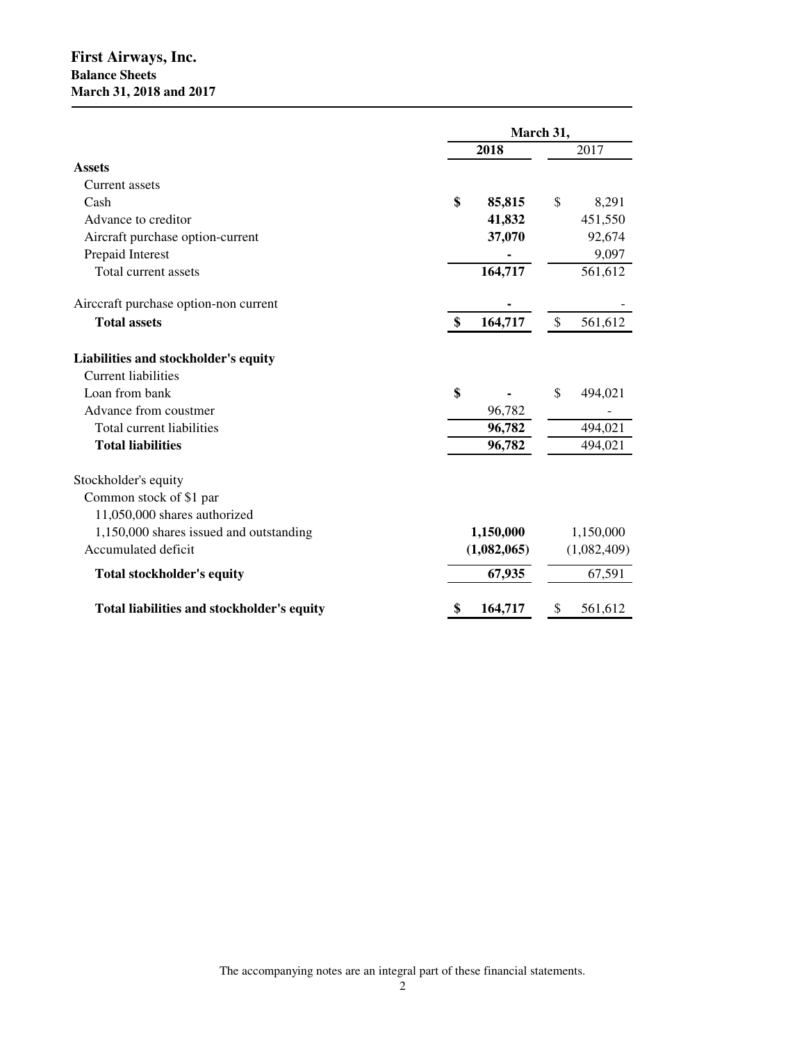**First Airways, Inc.**
**Balance Sheets**
**March 31, 2018 and 2017**

| | March 31, | |
|---|---|---|
| | **2018** | 2017 |
| **Assets** | | |
| Current assets | | |
| Cash | **$ 85,815** | $ 8,291 |
| Advance to creditor | **41,832** | 451,550 |
| Aircraft purchase option-current | **37,070** | 92,674 |
| Prepaid Interest | **-** | 9,097 |
| Total current assets | **164,717** | 561,612 |
| Airccraft purchase option-non current | **-** | - |
| **Total assets** | **$ 164,717** | $ 561,612 |
| **Liabilities and stockholder's equity** | | |
| Current liabilities | | |
| Loan from bank | **$ -** | $ 494,021 |
| Advance from coustmer | 96,782 | - |
| Total current liabilities | **96,782** | 494,021 |
| **Total liabilities** | **96,782** | 494,021 |
| Stockholder's equity | | |
| Common stock of $1 par | | |
| 11,050,000 shares authorized | | |
| 1,150,000 shares issued and outstanding | **1,150,000** | 1,150,000 |
| Accumulated deficit | **(1,082,065)** | (1,082,409) |
| **Total stockholder's equity** | **67,935** | 67,591 |
| **Total liabilities and stockholder's equity** | **$ 164,717** | $ 561,612 |

The accompanying notes are an integral part of these financial statements.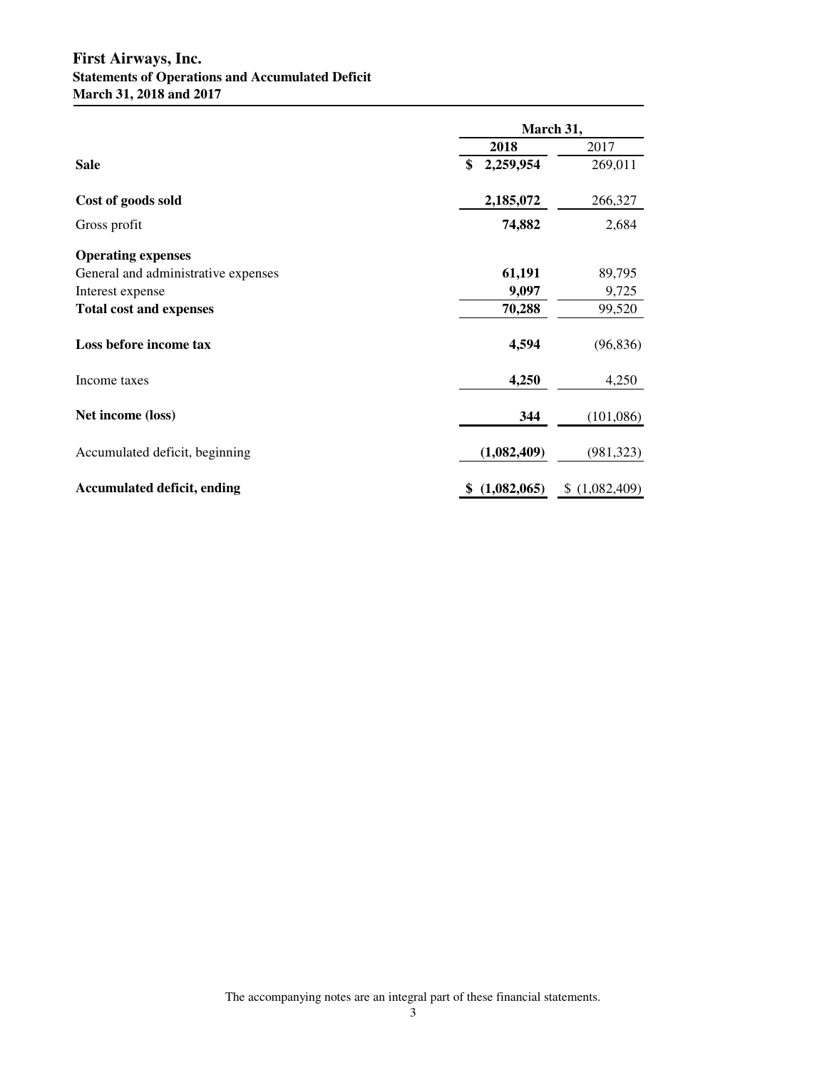# First Airways, Inc.

## Statements of Operations and Accumulated Deficit

## March 31, 2018 and 2017

| | March 31, | |
|---|---|---|
| | **2018** | 2017 |
| **Sale** | **$ 2,259,954** | 269,011 |
| **Cost of goods sold** | **2,185,072** | 266,327 |
| Gross profit | **74,882** | 2,684 |
| **Operating expenses** | | |
| General and administrative expenses | **61,191** | 89,795 |
| Interest expense | **9,097** | 9,725 |
| **Total cost and expenses** | **70,288** | 99,520 |
| **Loss before income tax** | **4,594** | (96,836) |
| Income taxes | **4,250** | 4,250 |
| **Net income (loss)** | **344** | (101,086) |
| Accumulated deficit, beginning | **(1,082,409)** | (981,323) |
| **Accumulated deficit, ending** | **$ (1,082,065)** | $ (1,082,409) |

The accompanying notes are an integral part of these financial statements.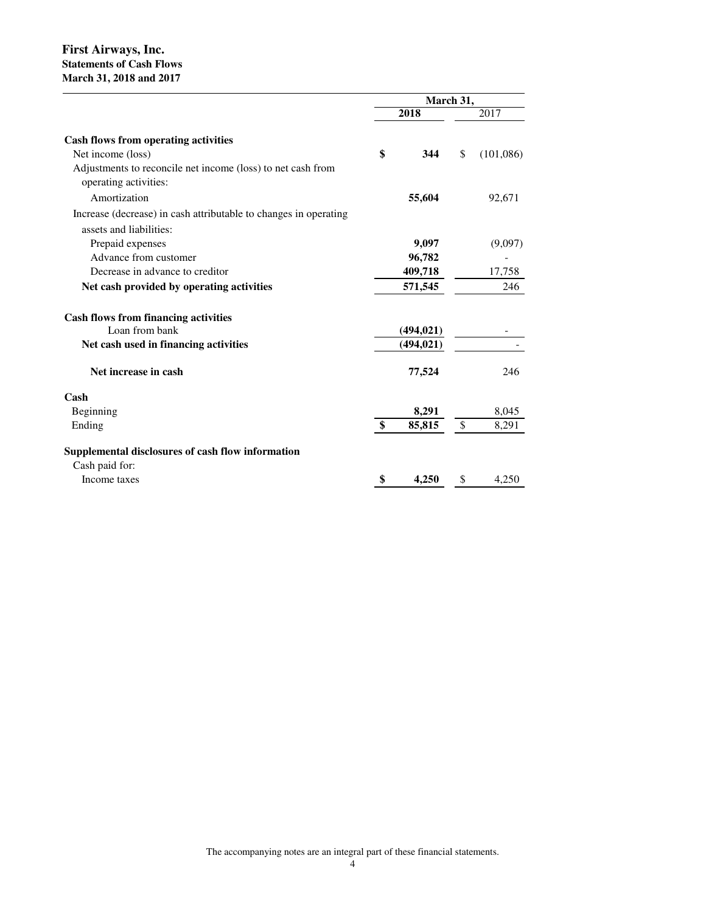# First Airways, Inc.
## Statements of Cash Flows
## March 31, 2018 and 2017

| | March 31, | |
|---|---|---|
| | **2018** | 2017 |
| **Cash flows from operating activities** | | |
| Net income (loss) | **$ 344** | $ (101,086) |
| Adjustments to reconcile net income (loss) to net cash from operating activities: | | |
| Amortization | **55,604** | 92,671 |
| Increase (decrease) in cash attributable to changes in operating assets and liabilities: | | |
| Prepaid expenses | **9,097** | (9,097) |
| Advance from customer | **96,782** | - |
| Decrease in advance to creditor | **409,718** | 17,758 |
| **Net cash provided by operating activities** | **571,545** | 246 |
| **Cash flows from financing activities** | | |
| Loan from bank | **(494,021)** | - |
| **Net cash used in financing activities** | **(494,021)** | - |
| **Net increase in cash** | **77,524** | 246 |
| **Cash** | | |
| Beginning | **8,291** | 8,045 |
| Ending | **$ 85,815** | $ 8,291 |
| **Supplemental disclosures of cash flow information** | | |
| Cash paid for: | | |
| Income taxes | **$ 4,250** | $ 4,250 |

The accompanying notes are an integral part of these financial statements.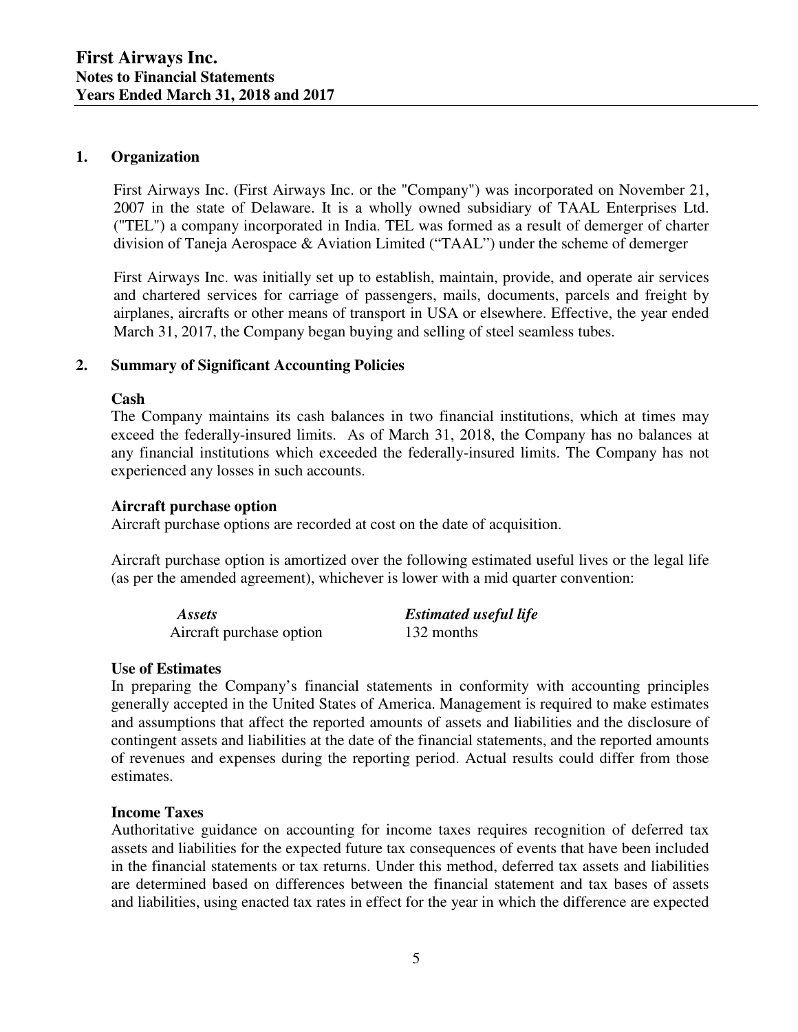# First Airways Inc.
## Notes to Financial Statements
## Years Ended March 31, 2018 and 2017

### 1. Organization

First Airways Inc. (First Airways Inc. or the "Company") was incorporated on November 21, 2007 in the state of Delaware. It is a wholly owned subsidiary of TAAL Enterprises Ltd. ("TEL") a company incorporated in India. TEL was formed as a result of demerger of charter division of Taneja Aerospace & Aviation Limited ("TAAL") under the scheme of demerger

First Airways Inc. was initially set up to establish, maintain, provide, and operate air services and chartered services for carriage of passengers, mails, documents, parcels and freight by airplanes, aircrafts or other means of transport in USA or elsewhere. Effective, the year ended March 31, 2017, the Company began buying and selling of steel seamless tubes.

### 2. Summary of Significant Accounting Policies

**Cash**

The Company maintains its cash balances in two financial institutions, which at times may exceed the federally-insured limits. As of March 31, 2018, the Company has no balances at any financial institutions which exceeded the federally-insured limits. The Company has not experienced any losses in such accounts.

**Aircraft purchase option**

Aircraft purchase options are recorded at cost on the date of acquisition.

Aircraft purchase option is amortized over the following estimated useful lives or the legal life (as per the amended agreement), whichever is lower with a mid quarter convention:

| ***Assets*** | ***Estimated useful life*** |
|---|---|
| Aircraft purchase option | 132 months |

**Use of Estimates**

In preparing the Company's financial statements in conformity with accounting principles generally accepted in the United States of America. Management is required to make estimates and assumptions that affect the reported amounts of assets and liabilities and the disclosure of contingent assets and liabilities at the date of the financial statements, and the reported amounts of revenues and expenses during the reporting period. Actual results could differ from those estimates.

**Income Taxes**

Authoritative guidance on accounting for income taxes requires recognition of deferred tax assets and liabilities for the expected future tax consequences of events that have been included in the financial statements or tax returns. Under this method, deferred tax assets and liabilities are determined based on differences between the financial statement and tax bases of assets and liabilities, using enacted tax rates in effect for the year in which the difference are expected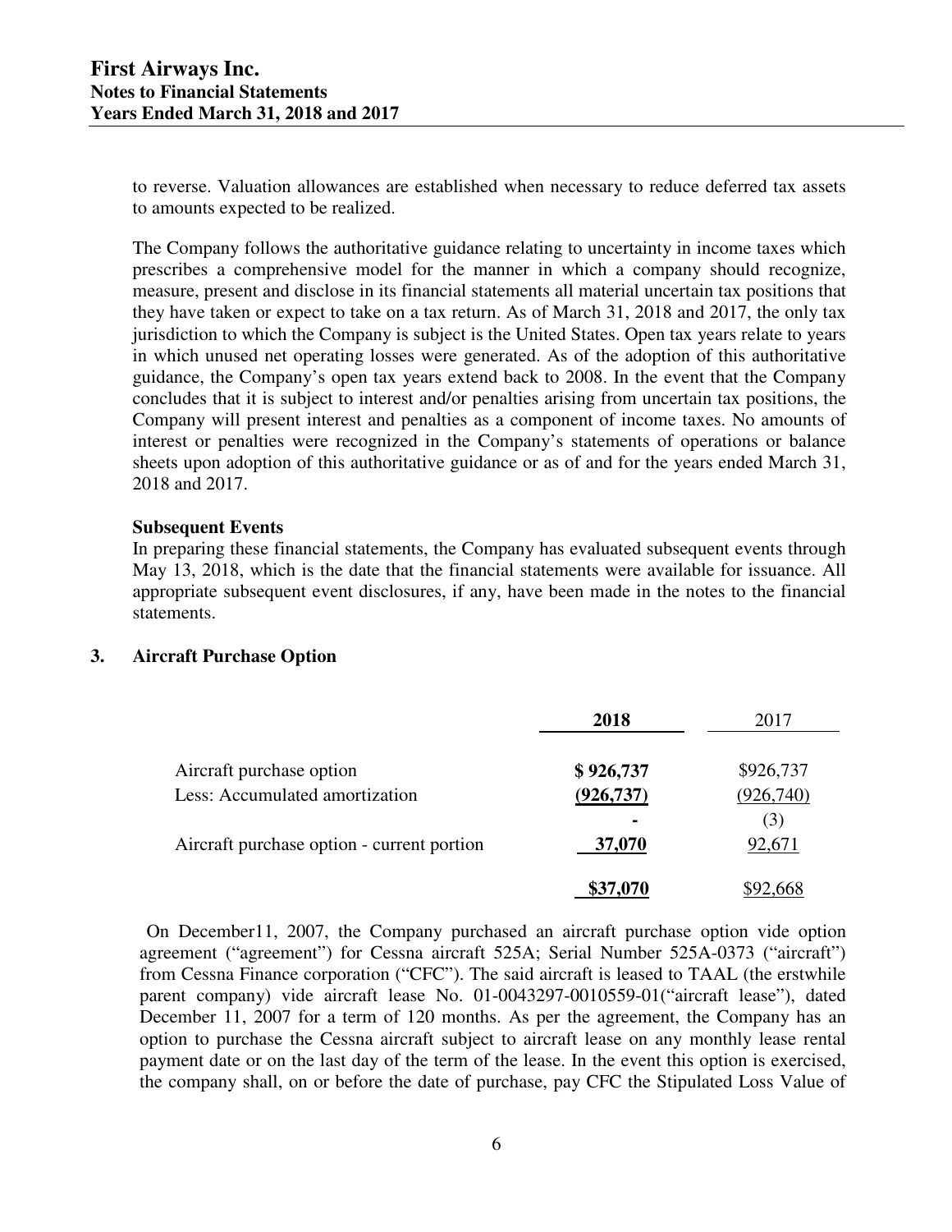to reverse. Valuation allowances are established when necessary to reduce deferred tax assets to amounts expected to be realized.

The Company follows the authoritative guidance relating to uncertainty in income taxes which prescribes a comprehensive model for the manner in which a company should recognize, measure, present and disclose in its financial statements all material uncertain tax positions that they have taken or expect to take on a tax return. As of March 31, 2018 and 2017, the only tax jurisdiction to which the Company is subject is the United States. Open tax years relate to years in which unused net operating losses were generated. As of the adoption of this authoritative guidance, the Company's open tax years extend back to 2008. In the event that the Company concludes that it is subject to interest and/or penalties arising from uncertain tax positions, the Company will present interest and penalties as a component of income taxes. No amounts of interest or penalties were recognized in the Company's statements of operations or balance sheets upon adoption of this authoritative guidance or as of and for the years ended March 31, 2018 and 2017.

**Subsequent Events**

In preparing these financial statements, the Company has evaluated subsequent events through May 13, 2018, which is the date that the financial statements were available for issuance. All appropriate subsequent event disclosures, if any, have been made in the notes to the financial statements.

## 3. Aircraft Purchase Option

| | **2018** | 2017 |
|---|---|---|
| Aircraft purchase option | **$ 926,737** | $926,737 |
| Less: Accumulated amortization | **(926,737)** | (926,740) |
| | **-** | (3) |
| Aircraft purchase option - current portion | **37,070** | 92,671 |
| | **$37,070** | $92,668 |

On December11, 2007, the Company purchased an aircraft purchase option vide option agreement ("agreement") for Cessna aircraft 525A; Serial Number 525A-0373 ("aircraft") from Cessna Finance corporation ("CFC"). The said aircraft is leased to TAAL (the erstwhile parent company) vide aircraft lease No. 01-0043297-0010559-01("aircraft lease"), dated December 11, 2007 for a term of 120 months. As per the agreement, the Company has an option to purchase the Cessna aircraft subject to aircraft lease on any monthly lease rental payment date or on the last day of the term of the lease. In the event this option is exercised, the company shall, on or before the date of purchase, pay CFC the Stipulated Loss Value of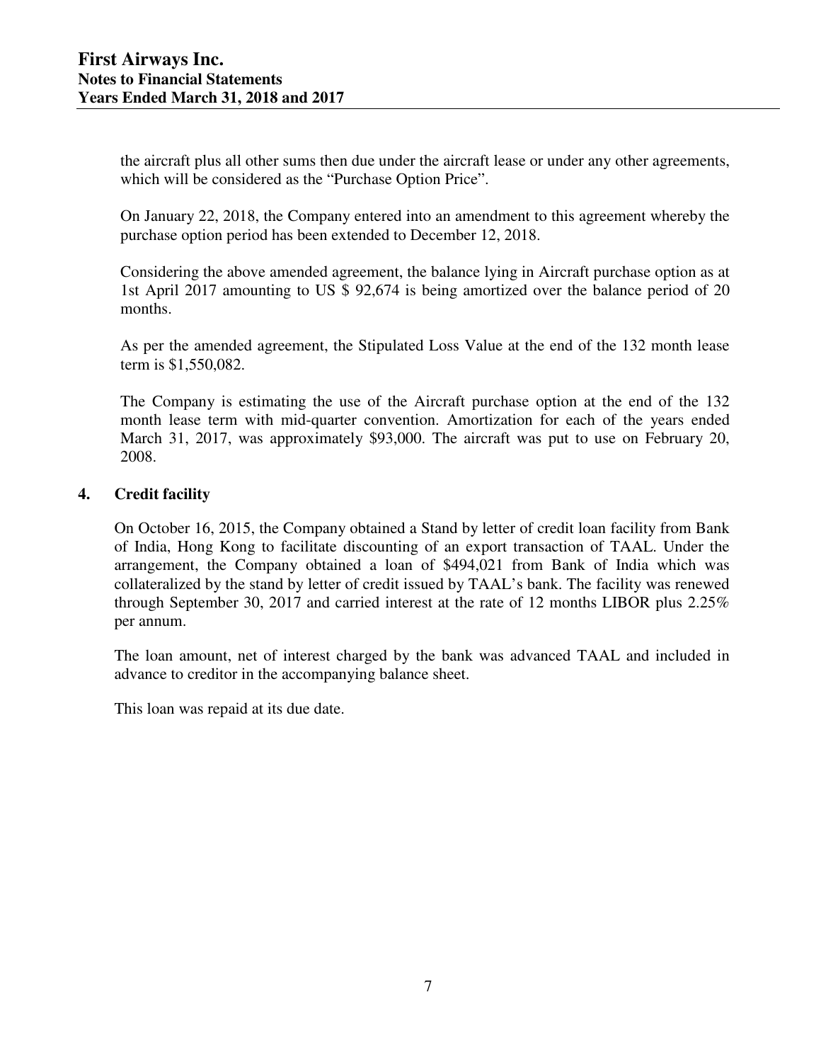the aircraft plus all other sums then due under the aircraft lease or under any other agreements, which will be considered as the "Purchase Option Price".

On January 22, 2018, the Company entered into an amendment to this agreement whereby the purchase option period has been extended to December 12, 2018.

Considering the above amended agreement, the balance lying in Aircraft purchase option as at 1st April 2017 amounting to US $ 92,674 is being amortized over the balance period of 20 months.

As per the amended agreement, the Stipulated Loss Value at the end of the 132 month lease term is $1,550,082.

The Company is estimating the use of the Aircraft purchase option at the end of the 132 month lease term with mid-quarter convention. Amortization for each of the years ended March 31, 2017, was approximately $93,000. The aircraft was put to use on February 20, 2008.

## 4. Credit facility

On October 16, 2015, the Company obtained a Stand by letter of credit loan facility from Bank of India, Hong Kong to facilitate discounting of an export transaction of TAAL. Under the arrangement, the Company obtained a loan of $494,021 from Bank of India which was collateralized by the stand by letter of credit issued by TAAL's bank. The facility was renewed through September 30, 2017 and carried interest at the rate of 12 months LIBOR plus 2.25% per annum.

The loan amount, net of interest charged by the bank was advanced TAAL and included in advance to creditor in the accompanying balance sheet.

This loan was repaid at its due date.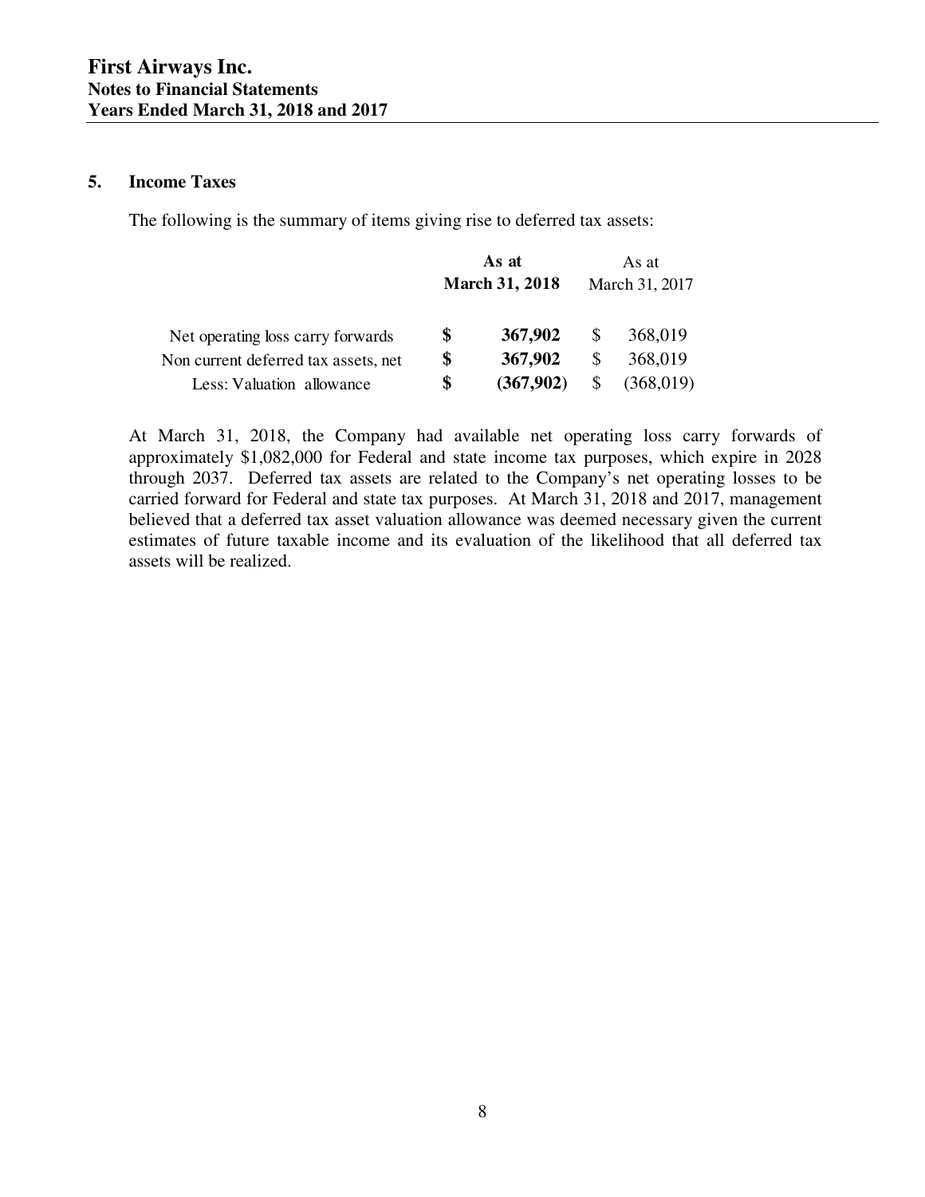**First Airways Inc.**
**Notes to Financial Statements**
**Years Ended March 31, 2018 and 2017**

## 5. Income Taxes

The following is the summary of items giving rise to deferred tax assets:

| | **As at March 31, 2018** | As at March 31, 2017 |
|---|---|---|
| Net operating loss carry forwards | **$ 367,902** | $ 368,019 |
| Non current deferred tax assets, net | **$ 367,902** | $ 368,019 |
| Less: Valuation allowance | **$ (367,902)** | $ (368,019) |

At March 31, 2018, the Company had available net operating loss carry forwards of approximately $1,082,000 for Federal and state income tax purposes, which expire in 2028 through 2037. Deferred tax assets are related to the Company's net operating losses to be carried forward for Federal and state tax purposes. At March 31, 2018 and 2017, management believed that a deferred tax asset valuation allowance was deemed necessary given the current estimates of future taxable income and its evaluation of the likelihood that all deferred tax assets will be realized.